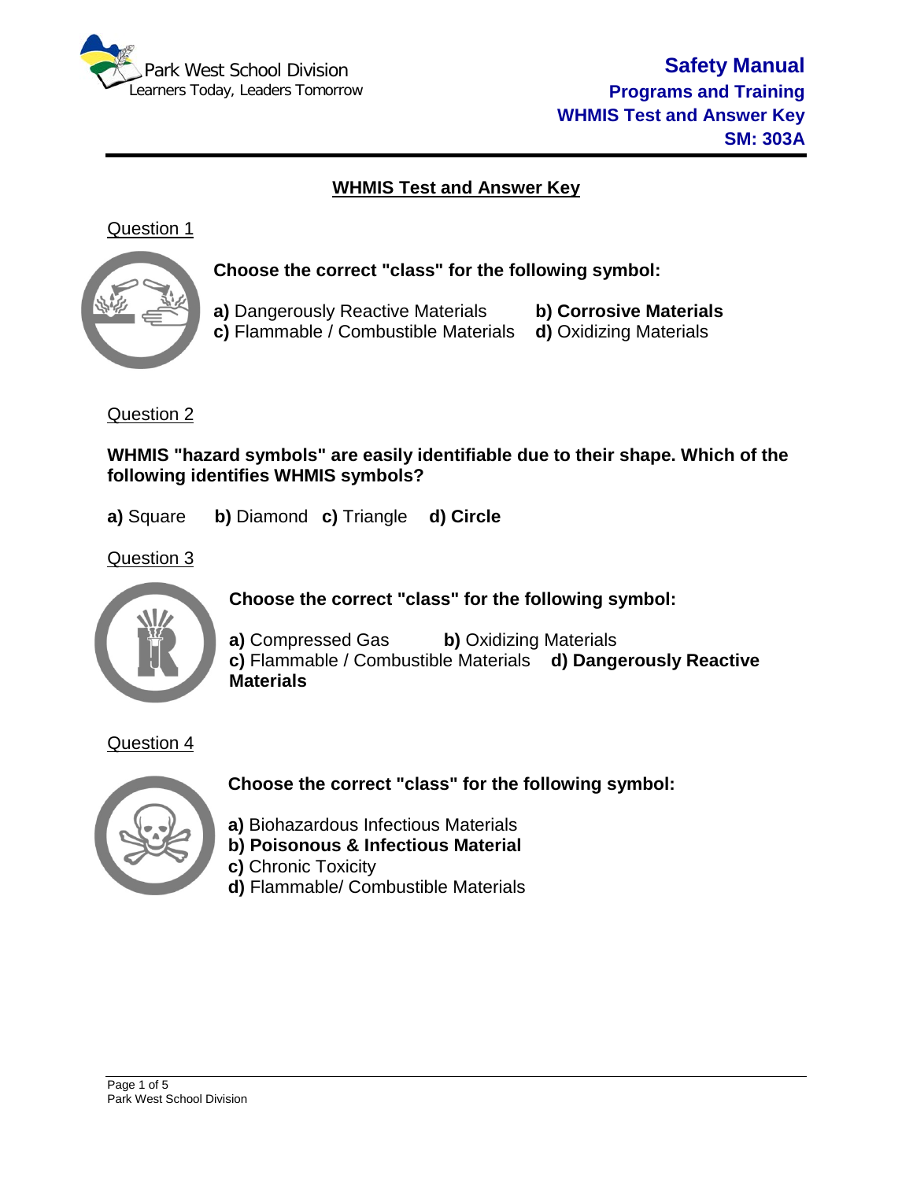## WHMIS Test and Answer Key

### Question 1

**Choose the correct "class" for the following symbol:**

**a)** Dangerously Reactive Materials
**b) Corrosive Materials**
**c)** Flammable / Combustible Materials
**d)** Oxidizing Materials

### Question 2

**WHMIS "hazard symbols" are easily identifiable due to their shape. Which of the following identifies WHMIS symbols?**

**a)** Square **b)** Diamond **c)** Triangle **d) Circle**

### Question 3

**Choose the correct "class" for the following symbol:**

**a)** Compressed Gas
**b)** Oxidizing Materials
**c)** Flammable / Combustible Materials
**d) Dangerously Reactive Materials**

### Question 4

**Choose the correct "class" for the following symbol:**

**a)** Biohazardous Infectious Materials
**b) Poisonous & Infectious Material**
**c)** Chronic Toxicity
**d)** Flammable/ Combustible Materials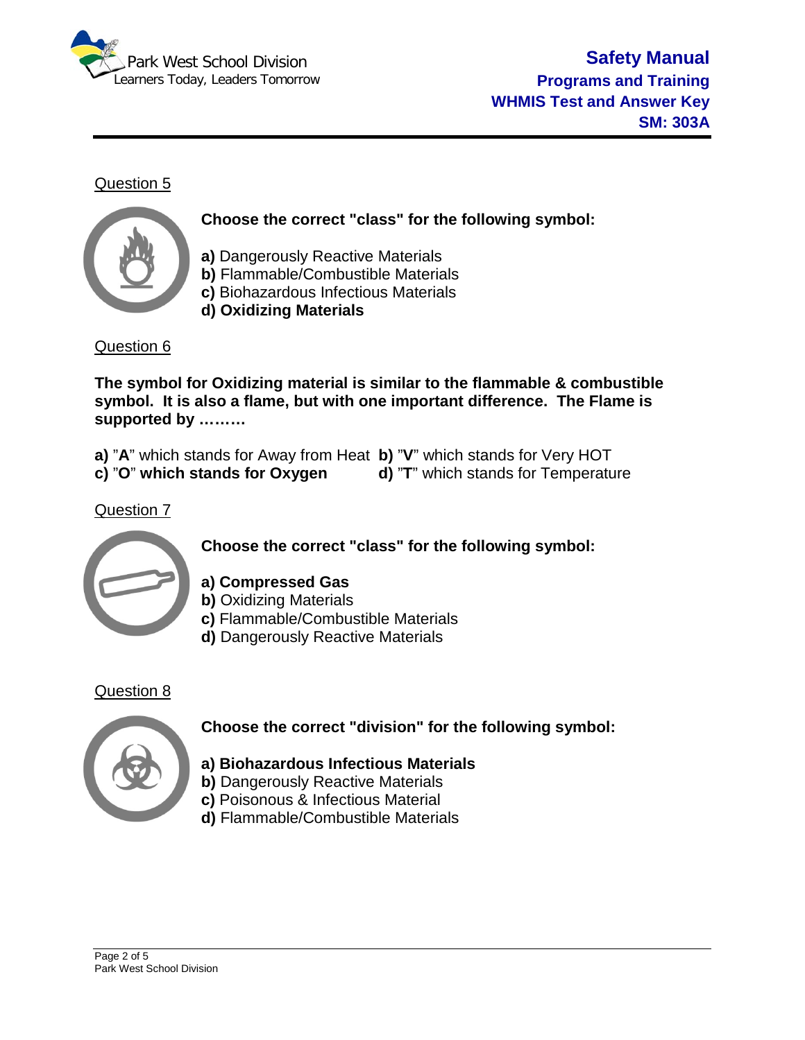Question 5

**Choose the correct "class" for the following symbol:**

**a)** Dangerously Reactive Materials
**b)** Flammable/Combustible Materials
**c)** Biohazardous Infectious Materials
**d) Oxidizing Materials**

Question 6

**The symbol for Oxidizing material is similar to the flammable & combustible symbol. It is also a flame, but with one important difference. The Flame is supported by ………**

**a)** "**A**" which stands for Away from Heat **b)** "**V**" which stands for Very HOT
**c) "O" which stands for Oxygen** **d)** "**T**" which stands for Temperature

Question 7

**Choose the correct "class" for the following symbol:**

**a) Compressed Gas**
**b)** Oxidizing Materials
**c)** Flammable/Combustible Materials
**d)** Dangerously Reactive Materials

Question 8

**Choose the correct "division" for the following symbol:**

**a) Biohazardous Infectious Materials**
**b)** Dangerously Reactive Materials
**c)** Poisonous & Infectious Material
**d)** Flammable/Combustible Materials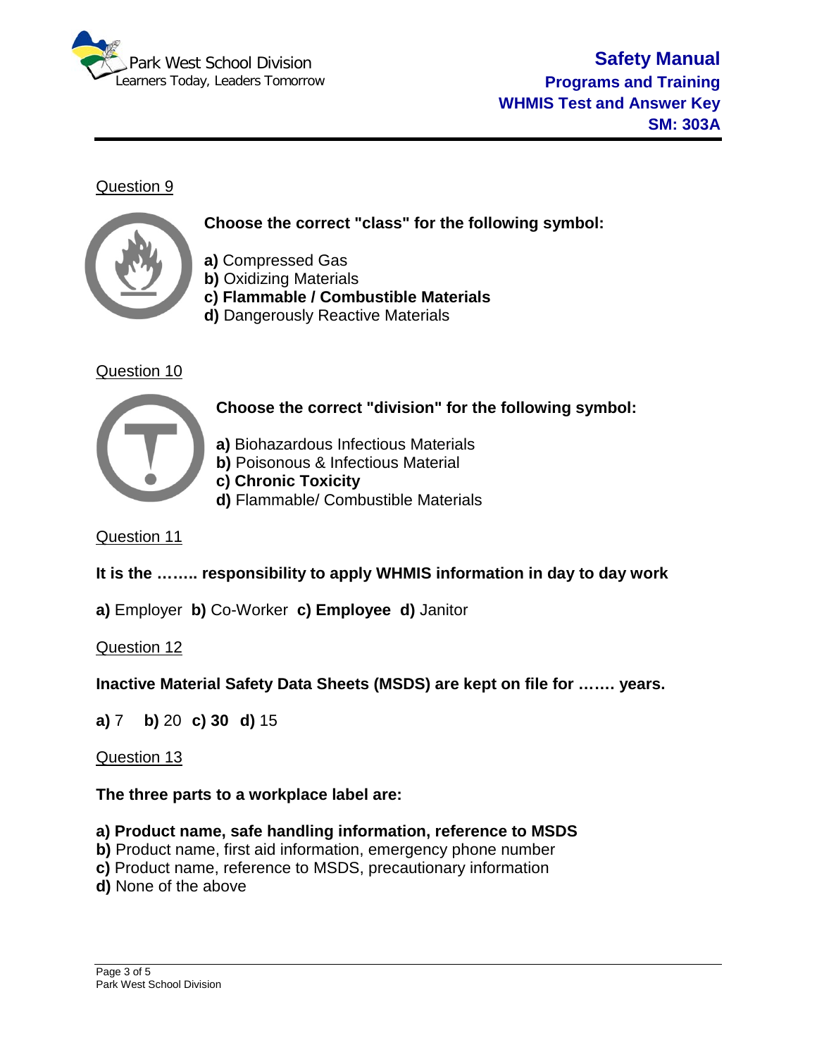Question 9

**Choose the correct "class" for the following symbol:**

**a)** Compressed Gas
**b)** Oxidizing Materials
**c) Flammable / Combustible Materials**
**d)** Dangerously Reactive Materials

Question 10

**Choose the correct "division" for the following symbol:**

**a)** Biohazardous Infectious Materials
**b)** Poisonous & Infectious Material
**c) Chronic Toxicity**
**d)** Flammable/ Combustible Materials

Question 11

**It is the …….. responsibility to apply WHMIS information in day to day work**

**a)** Employer **b)** Co-Worker **c) Employee** **d)** Janitor

Question 12

**Inactive Material Safety Data Sheets (MSDS) are kept on file for ……. years.**

**a)** 7 **b)** 20 **c) 30** **d)** 15

Question 13

**The three parts to a workplace label are:**

**a) Product name, safe handling information, reference to MSDS**
**b)** Product name, first aid information, emergency phone number
**c)** Product name, reference to MSDS, precautionary information
**d)** None of the above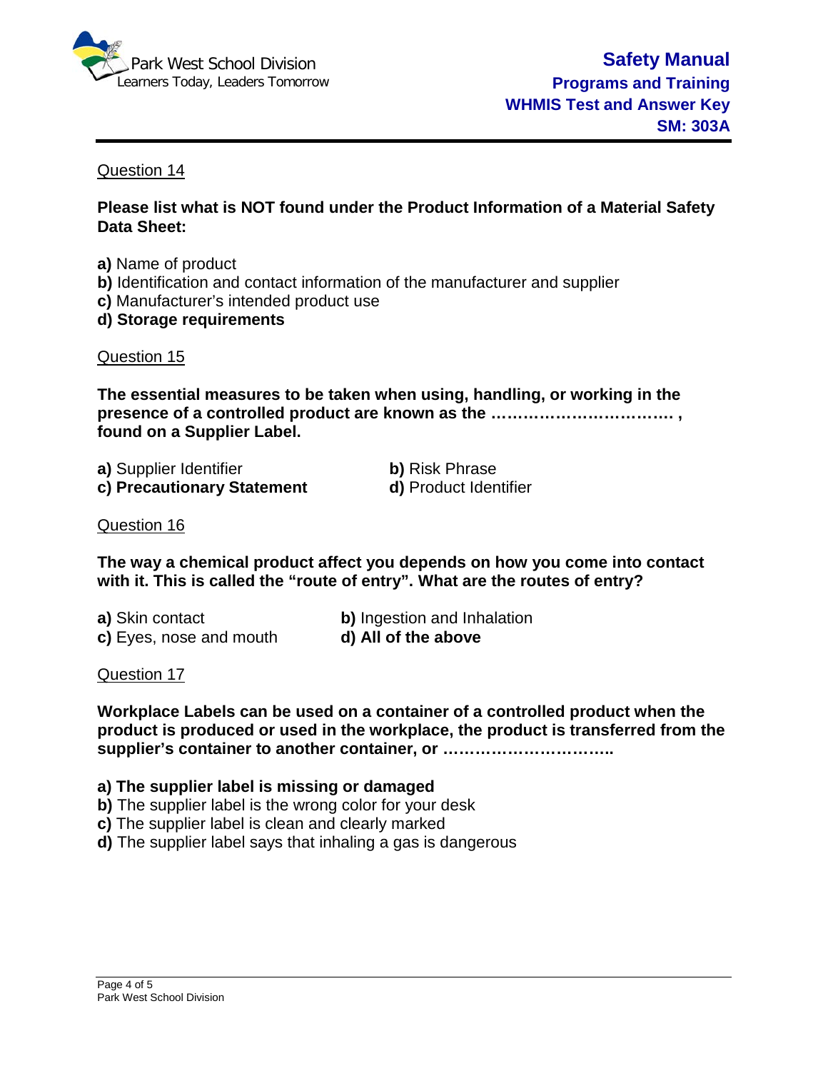Question 14

**Please list what is NOT found under the Product Information of a Material Safety Data Sheet:**

**a)** Name of product
**b)** Identification and contact information of the manufacturer and supplier
**c)** Manufacturer's intended product use
**d) Storage requirements**

Question 15

**The essential measures to be taken when using, handling, or working in the presence of a controlled product are known as the ……………………………. , found on a Supplier Label.**

**a)** Supplier Identifier
**b)** Risk Phrase
**c) Precautionary Statement**
**d)** Product Identifier

Question 16

**The way a chemical product affect you depends on how you come into contact with it. This is called the "route of entry". What are the routes of entry?**

**a)** Skin contact
**b)** Ingestion and Inhalation
**c)** Eyes, nose and mouth
**d) All of the above**

Question 17

**Workplace Labels can be used on a container of a controlled product when the product is produced or used in the workplace, the product is transferred from the supplier's container to another container, or …………………………..**

**a) The supplier label is missing or damaged**
**b)** The supplier label is the wrong color for your desk
**c)** The supplier label is clean and clearly marked
**d)** The supplier label says that inhaling a gas is dangerous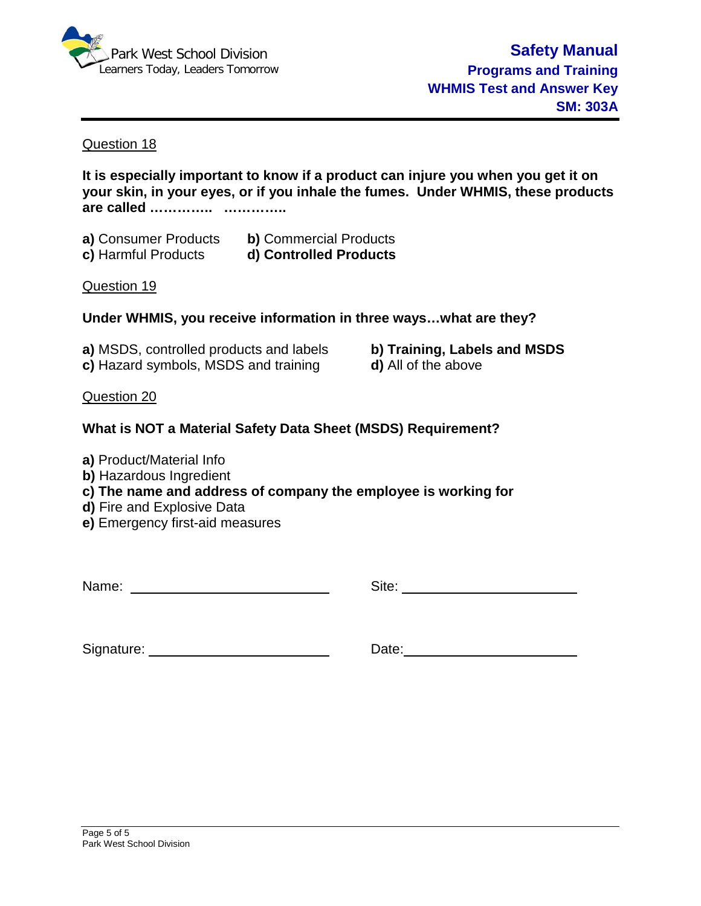Question 18

**It is especially important to know if a product can injure you when you get it on your skin, in your eyes, or if you inhale the fumes. Under WHMIS, these products are called ………….. …………..**

**a)** Consumer Products
**b)** Commercial Products
**c)** Harmful Products
**d) Controlled Products**

Question 19

**Under WHMIS, you receive information in three ways…what are they?**

**a)** MSDS, controlled products and labels
**b) Training, Labels and MSDS**
**c)** Hazard symbols, MSDS and training
**d)** All of the above

Question 20

**What is NOT a Material Safety Data Sheet (MSDS) Requirement?**

**a)** Product/Material Info
**b)** Hazardous Ingredient
**c) The name and address of company the employee is working for**
**d)** Fire and Explosive Data
**e)** Emergency first-aid measures

Name: ______________________ Site: ______________________

Signature: ______________________ Date: ______________________